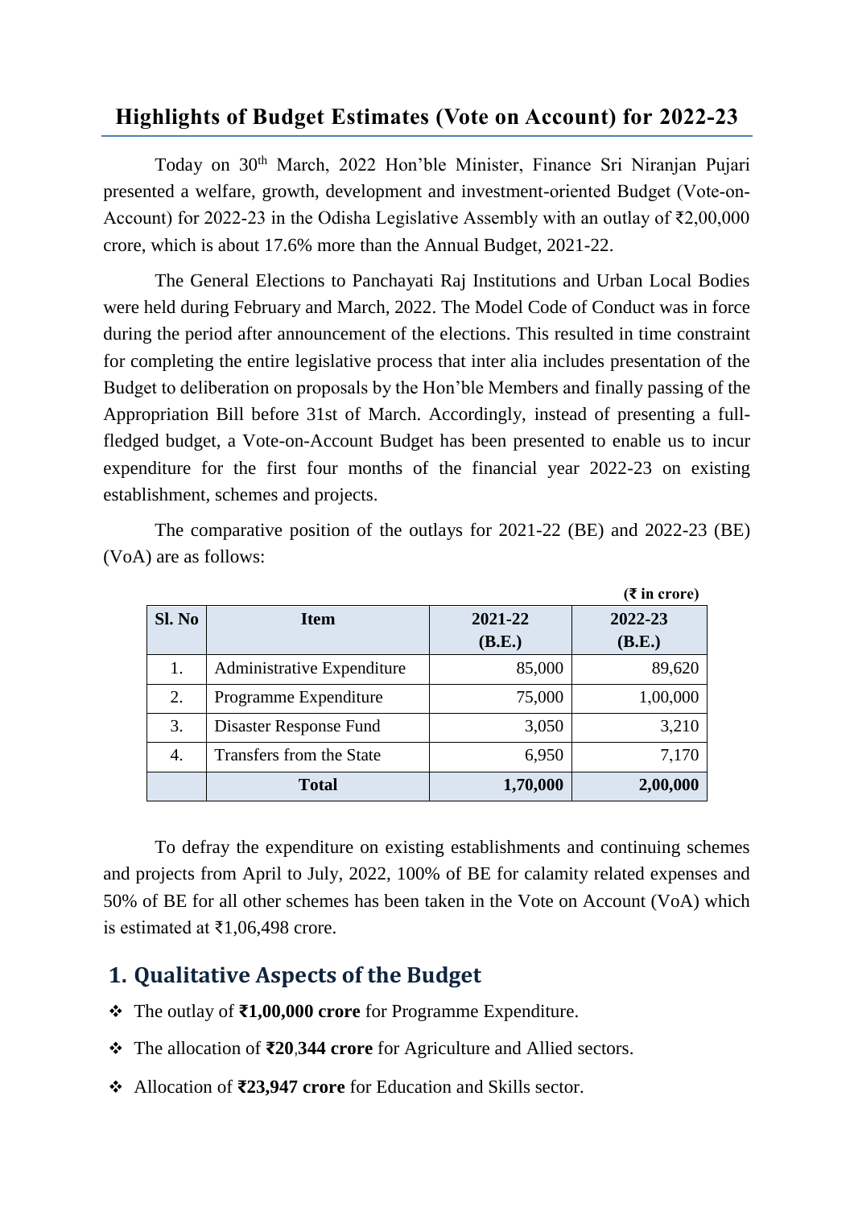# Highlights of Budget Estimates (Vote on Account) for 2022-23

Today on 30th March, 2022 Hon'ble Minister, Finance Sri Niranjan Pujari presented a welfare, growth, development and investment-oriented Budget (Vote-on-Account) for 2022-23 in the Odisha Legislative Assembly with an outlay of ₹2,00,000 crore, which is about 17.6% more than the Annual Budget, 2021-22.

The General Elections to Panchayati Raj Institutions and Urban Local Bodies were held during February and March, 2022. The Model Code of Conduct was in force during the period after announcement of the elections. This resulted in time constraint for completing the entire legislative process that inter alia includes presentation of the Budget to deliberation on proposals by the Hon'ble Members and finally passing of the Appropriation Bill before 31st of March. Accordingly, instead of presenting a full-fledged budget, a Vote-on-Account Budget has been presented to enable us to incur expenditure for the first four months of the financial year 2022-23 on existing establishment, schemes and projects.

The comparative position of the outlays for 2021-22 (BE) and 2022-23 (BE) (VoA) are as follows:

**(₹ in crore)**

| Sl. No | Item | 2021-22 (B.E.) | 2022-23 (B.E.) |
|---|---|---|---|
| 1. | Administrative Expenditure | 85,000 | 89,620 |
| 2. | Programme Expenditure | 75,000 | 1,00,000 |
| 3. | Disaster Response Fund | 3,050 | 3,210 |
| 4. | Transfers from the State | 6,950 | 7,170 |
| | **Total** | **1,70,000** | **2,00,000** |

To defray the expenditure on existing establishments and continuing schemes and projects from April to July, 2022, 100% of BE for calamity related expenses and 50% of BE for all other schemes has been taken in the Vote on Account (VoA) which is estimated at ₹1,06,498 crore.

## 1. Qualitative Aspects of the Budget

- The outlay of **₹1,00,000 crore** for Programme Expenditure.
- The allocation of **₹20,344 crore** for Agriculture and Allied sectors.
- Allocation of **₹23,947 crore** for Education and Skills sector.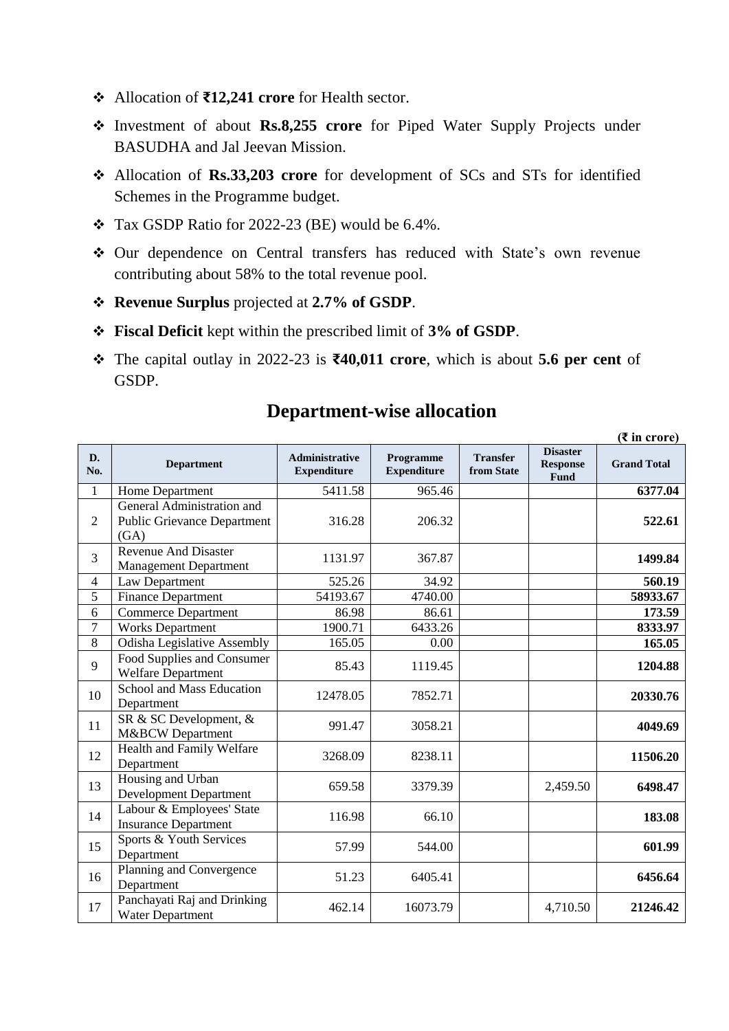- Allocation of **₹12,241 crore** for Health sector.
- Investment of about **Rs.8,255 crore** for Piped Water Supply Projects under BASUDHA and Jal Jeevan Mission.
- Allocation of **Rs.33,203 crore** for development of SCs and STs for identified Schemes in the Programme budget.
- Tax GSDP Ratio for 2022-23 (BE) would be 6.4%.
- Our dependence on Central transfers has reduced with State's own revenue contributing about 58% to the total revenue pool.
- **Revenue Surplus** projected at **2.7% of GSDP**.
- **Fiscal Deficit** kept within the prescribed limit of **3% of GSDP**.
- The capital outlay in 2022-23 is **₹40,011 crore**, which is about **5.6 per cent** of GSDP.

## Department-wise allocation

**(₹ in crore)**

| D. No. | Department | Administrative Expenditure | Programme Expenditure | Transfer from State | Disaster Response Fund | Grand Total |
|---|---|---|---|---|---|---|
| 1 | Home Department | 5411.58 | 965.46 | | | **6377.04** |
| 2 | General Administration and Public Grievance Department (GA) | 316.28 | 206.32 | | | **522.61** |
| 3 | Revenue And Disaster Management Department | 1131.97 | 367.87 | | | **1499.84** |
| 4 | Law Department | 525.26 | 34.92 | | | **560.19** |
| 5 | Finance Department | 54193.67 | 4740.00 | | | **58933.67** |
| 6 | Commerce Department | 86.98 | 86.61 | | | **173.59** |
| 7 | Works Department | 1900.71 | 6433.26 | | | **8333.97** |
| 8 | Odisha Legislative Assembly | 165.05 | 0.00 | | | **165.05** |
| 9 | Food Supplies and Consumer Welfare Department | 85.43 | 1119.45 | | | **1204.88** |
| 10 | School and Mass Education Department | 12478.05 | 7852.71 | | | **20330.76** |
| 11 | SR & SC Development, & M&BCW Department | 991.47 | 3058.21 | | | **4049.69** |
| 12 | Health and Family Welfare Department | 3268.09 | 8238.11 | | | **11506.20** |
| 13 | Housing and Urban Development Department | 659.58 | 3379.39 | | 2,459.50 | **6498.47** |
| 14 | Labour & Employees' State Insurance Department | 116.98 | 66.10 | | | **183.08** |
| 15 | Sports & Youth Services Department | 57.99 | 544.00 | | | **601.99** |
| 16 | Planning and Convergence Department | 51.23 | 6405.41 | | | **6456.64** |
| 17 | Panchayati Raj and Drinking Water Department | 462.14 | 16073.79 | | 4,710.50 | **21246.42** |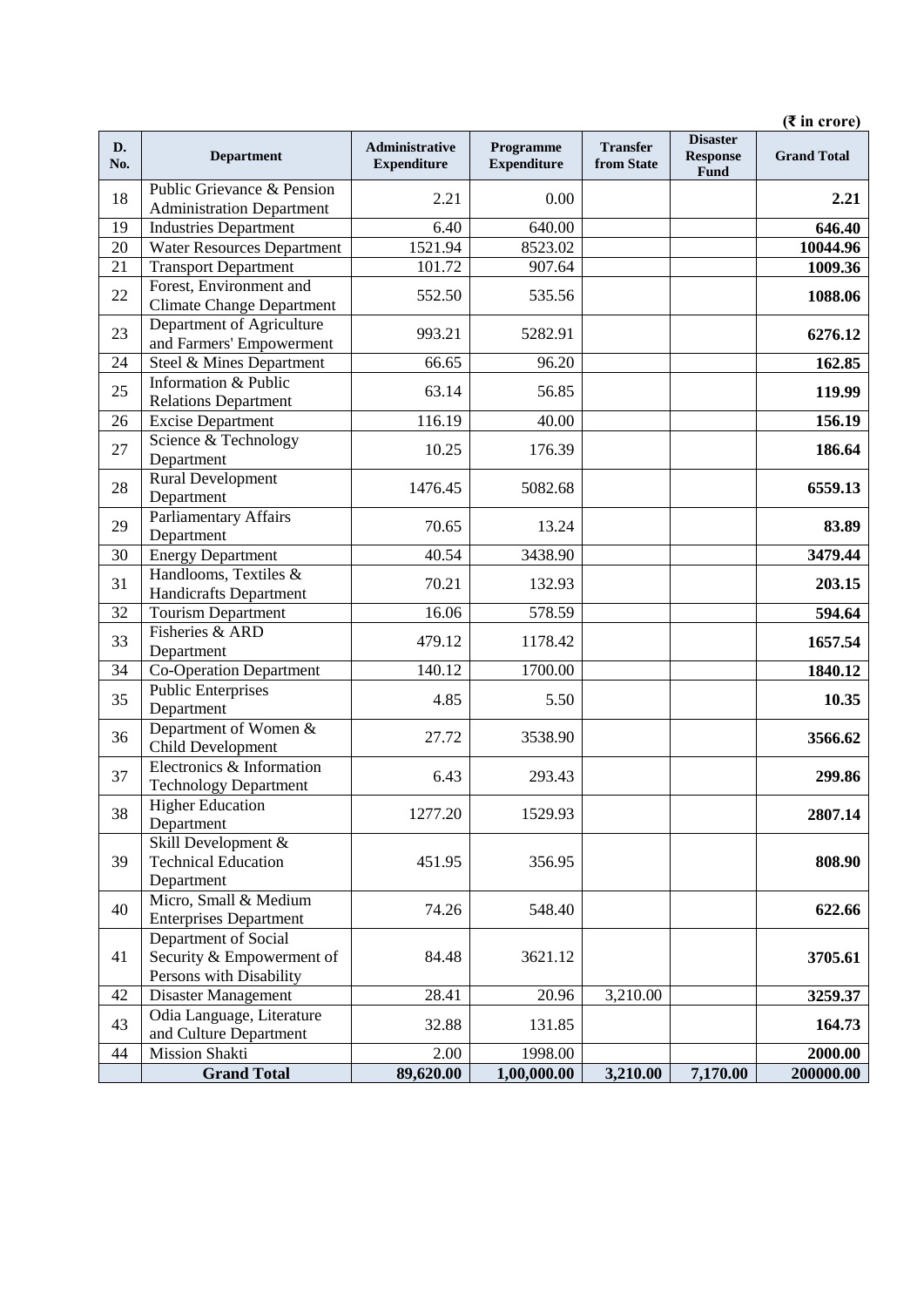(₹ in crore)

| D. No. | Department | Administrative Expenditure | Programme Expenditure | Transfer from State | Disaster Response Fund | Grand Total |
|---|---|---|---|---|---|---|
| 18 | Public Grievance & Pension Administration Department | 2.21 | 0.00 | | | **2.21** |
| 19 | Industries Department | 6.40 | 640.00 | | | **646.40** |
| 20 | Water Resources Department | 1521.94 | 8523.02 | | | **10044.96** |
| 21 | Transport Department | 101.72 | 907.64 | | | **1009.36** |
| 22 | Forest, Environment and Climate Change Department | 552.50 | 535.56 | | | **1088.06** |
| 23 | Department of Agriculture and Farmers' Empowerment | 993.21 | 5282.91 | | | **6276.12** |
| 24 | Steel & Mines Department | 66.65 | 96.20 | | | **162.85** |
| 25 | Information & Public Relations Department | 63.14 | 56.85 | | | **119.99** |
| 26 | Excise Department | 116.19 | 40.00 | | | **156.19** |
| 27 | Science & Technology Department | 10.25 | 176.39 | | | **186.64** |
| 28 | Rural Development Department | 1476.45 | 5082.68 | | | **6559.13** |
| 29 | Parliamentary Affairs Department | 70.65 | 13.24 | | | **83.89** |
| 30 | Energy Department | 40.54 | 3438.90 | | | **3479.44** |
| 31 | Handlooms, Textiles & Handicrafts Department | 70.21 | 132.93 | | | **203.15** |
| 32 | Tourism Department | 16.06 | 578.59 | | | **594.64** |
| 33 | Fisheries & ARD Department | 479.12 | 1178.42 | | | **1657.54** |
| 34 | Co-Operation Department | 140.12 | 1700.00 | | | **1840.12** |
| 35 | Public Enterprises Department | 4.85 | 5.50 | | | **10.35** |
| 36 | Department of Women & Child Development | 27.72 | 3538.90 | | | **3566.62** |
| 37 | Electronics & Information Technology Department | 6.43 | 293.43 | | | **299.86** |
| 38 | Higher Education Department | 1277.20 | 1529.93 | | | **2807.14** |
| 39 | Skill Development & Technical Education Department | 451.95 | 356.95 | | | **808.90** |
| 40 | Micro, Small & Medium Enterprises Department | 74.26 | 548.40 | | | **622.66** |
| 41 | Department of Social Security & Empowerment of Persons with Disability | 84.48 | 3621.12 | | | **3705.61** |
| 42 | Disaster Management | 28.41 | 20.96 | 3,210.00 | | **3259.37** |
| 43 | Odia Language, Literature and Culture Department | 32.88 | 131.85 | | | **164.73** |
| 44 | Mission Shakti | 2.00 | 1998.00 | | | **2000.00** |
| | **Grand Total** | **89,620.00** | **1,00,000.00** | **3,210.00** | **7,170.00** | **200000.00** |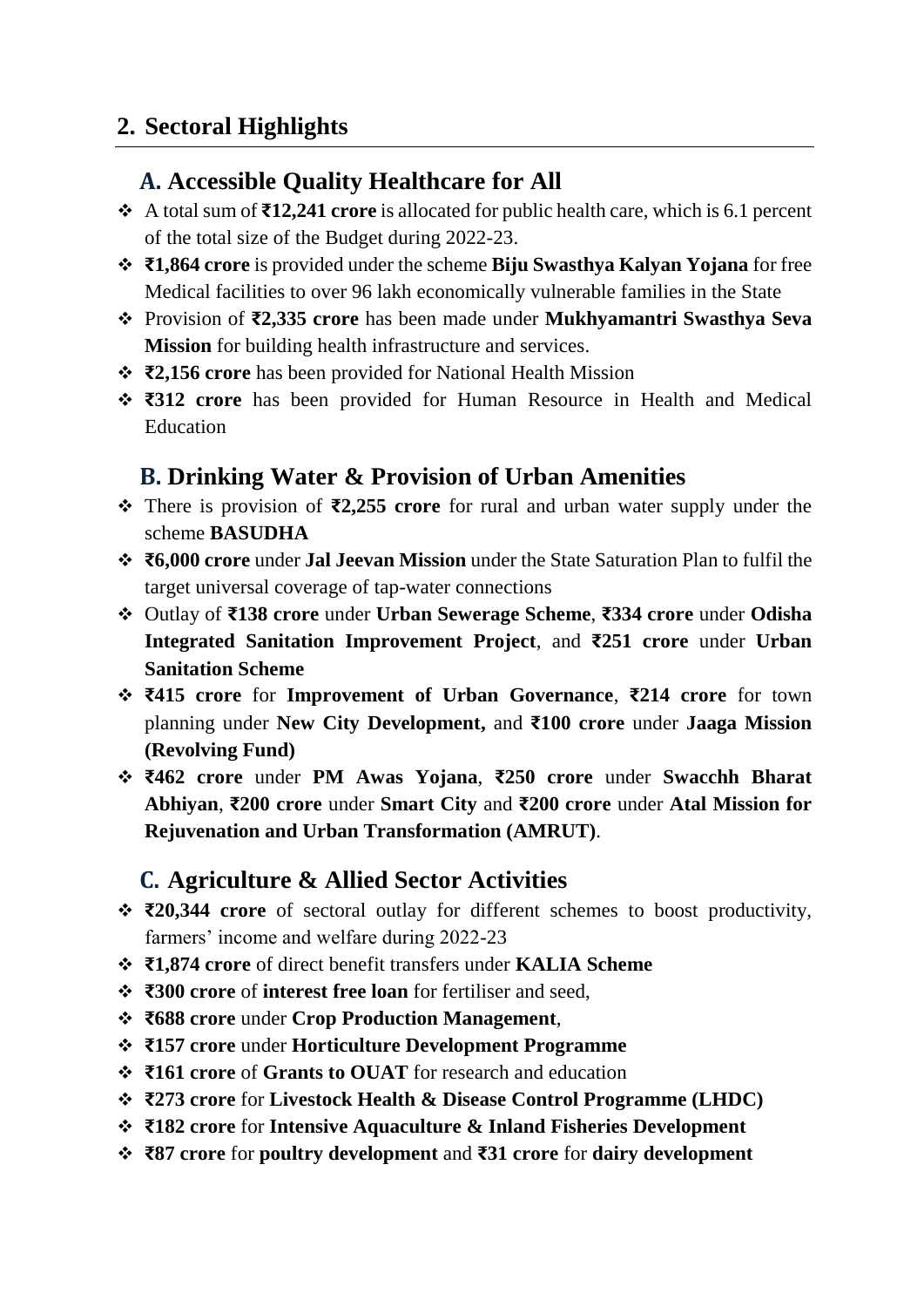## 2. Sectoral Highlights

### A. Accessible Quality Healthcare for All

- A total sum of **₹12,241 crore** is allocated for public health care, which is 6.1 percent of the total size of the Budget during 2022-23.
- **₹1,864 crore** is provided under the scheme **Biju Swasthya Kalyan Yojana** for free Medical facilities to over 96 lakh economically vulnerable families in the State
- Provision of **₹2,335 crore** has been made under **Mukhyamantri Swasthya Seva Mission** for building health infrastructure and services.
- **₹2,156 crore** has been provided for National Health Mission
- **₹312 crore** has been provided for Human Resource in Health and Medical Education

### B. Drinking Water & Provision of Urban Amenities

- There is provision of **₹2,255 crore** for rural and urban water supply under the scheme **BASUDHA**
- **₹6,000 crore** under **Jal Jeevan Mission** under the State Saturation Plan to fulfil the target universal coverage of tap-water connections
- Outlay of **₹138 crore** under **Urban Sewerage Scheme**, **₹334 crore** under **Odisha Integrated Sanitation Improvement Project**, and **₹251 crore** under **Urban Sanitation Scheme**
- **₹415 crore** for **Improvement of Urban Governance**, **₹214 crore** for town planning under **New City Development,** and **₹100 crore** under **Jaaga Mission (Revolving Fund)**
- **₹462 crore** under **PM Awas Yojana**, **₹250 crore** under **Swacchh Bharat Abhiyan**, **₹200 crore** under **Smart City** and **₹200 crore** under **Atal Mission for Rejuvenation and Urban Transformation (AMRUT)**.

### C. Agriculture & Allied Sector Activities

- **₹20,344 crore** of sectoral outlay for different schemes to boost productivity, farmers' income and welfare during 2022-23
- **₹1,874 crore** of direct benefit transfers under **KALIA Scheme**
- **₹300 crore** of **interest free loan** for fertiliser and seed,
- **₹688 crore** under **Crop Production Management**,
- **₹157 crore** under **Horticulture Development Programme**
- **₹161 crore** of **Grants to OUAT** for research and education
- **₹273 crore** for **Livestock Health & Disease Control Programme (LHDC)**
- **₹182 crore** for **Intensive Aquaculture & Inland Fisheries Development**
- **₹87 crore** for **poultry development** and **₹31 crore** for **dairy development**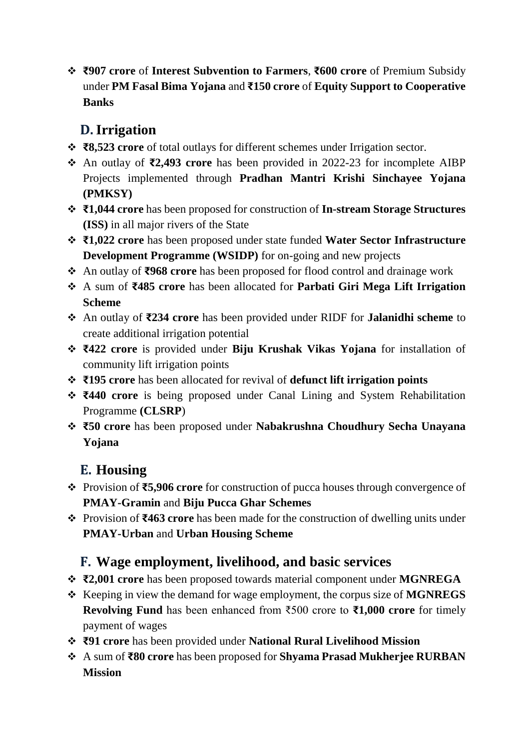- **₹907 crore** of **Interest Subvention to Farmers**, **₹600 crore** of Premium Subsidy under **PM Fasal Bima Yojana** and **₹150 crore** of **Equity Support to Cooperative Banks**

## D. Irrigation

- **₹8,523 crore** of total outlays for different schemes under Irrigation sector.
- An outlay of **₹2,493 crore** has been provided in 2022-23 for incomplete AIBP Projects implemented through **Pradhan Mantri Krishi Sinchayee Yojana (PMKSY)**
- **₹1,044 crore** has been proposed for construction of **In-stream Storage Structures (ISS)** in all major rivers of the State
- **₹1,022 crore** has been proposed under state funded **Water Sector Infrastructure Development Programme (WSIDP)** for on-going and new projects
- An outlay of **₹968 crore** has been proposed for flood control and drainage work
- A sum of **₹485 crore** has been allocated for **Parbati Giri Mega Lift Irrigation Scheme**
- An outlay of **₹234 crore** has been provided under RIDF for **Jalanidhi scheme** to create additional irrigation potential
- **₹422 crore** is provided under **Biju Krushak Vikas Yojana** for installation of community lift irrigation points
- **₹195 crore** has been allocated for revival of **defunct lift irrigation points**
- **₹440 crore** is being proposed under Canal Lining and System Rehabilitation Programme **(CLSRP**)
- **₹50 crore** has been proposed under **Nabakrushna Choudhury Secha Unayana Yojana**

## E. Housing

- Provision of **₹5,906 crore** for construction of pucca houses through convergence of **PMAY-Gramin** and **Biju Pucca Ghar Schemes**
- Provision of **₹463 crore** has been made for the construction of dwelling units under **PMAY-Urban** and **Urban Housing Scheme**

## F. Wage employment, livelihood, and basic services

- **₹2,001 crore** has been proposed towards material component under **MGNREGA**
- Keeping in view the demand for wage employment, the corpus size of **MGNREGS Revolving Fund** has been enhanced from ₹500 crore to **₹1,000 crore** for timely payment of wages
- **₹91 crore** has been provided under **National Rural Livelihood Mission**
- A sum of **₹80 crore** has been proposed for **Shyama Prasad Mukherjee RURBAN Mission**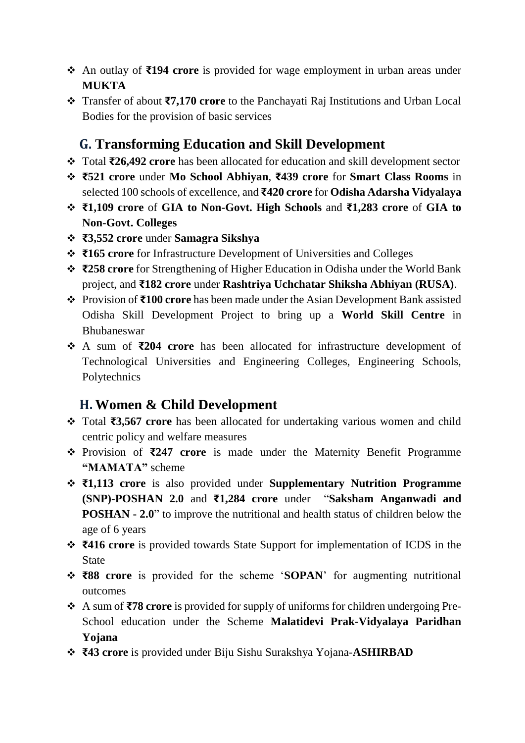- An outlay of **₹194 crore** is provided for wage employment in urban areas under **MUKTA**
- Transfer of about **₹7,170 crore** to the Panchayati Raj Institutions and Urban Local Bodies for the provision of basic services

## G. Transforming Education and Skill Development

- Total **₹26,492 crore** has been allocated for education and skill development sector
- **₹521 crore** under **Mo School Abhiyan**, **₹439 crore** for **Smart Class Rooms** in selected 100 schools of excellence, and **₹420 crore** for **Odisha Adarsha Vidyalaya**
- **₹1,109 crore** of **GIA to Non-Govt. High Schools** and **₹1,283 crore** of **GIA to Non-Govt. Colleges**
- **₹3,552 crore** under **Samagra Sikshya**
- **₹165 crore** for Infrastructure Development of Universities and Colleges
- **₹258 crore** for Strengthening of Higher Education in Odisha under the World Bank project, and **₹182 crore** under **Rashtriya Uchchatar Shiksha Abhiyan (RUSA)**.
- Provision of **₹100 crore** has been made under the Asian Development Bank assisted Odisha Skill Development Project to bring up a **World Skill Centre** in Bhubaneswar
- A sum of **₹204 crore** has been allocated for infrastructure development of Technological Universities and Engineering Colleges, Engineering Schools, Polytechnics

## H. Women & Child Development

- Total **₹3,567 crore** has been allocated for undertaking various women and child centric policy and welfare measures
- Provision of **₹247 crore** is made under the Maternity Benefit Programme **"MAMATA"** scheme
- **₹1,113 crore** is also provided under **Supplementary Nutrition Programme (SNP)-POSHAN 2.0** and **₹1,284 crore** under "**Saksham Anganwadi and POSHAN - 2.0**" to improve the nutritional and health status of children below the age of 6 years
- **₹416 crore** is provided towards State Support for implementation of ICDS in the State
- **₹88 crore** is provided for the scheme '**SOPAN**' for augmenting nutritional outcomes
- A sum of **₹78 crore** is provided for supply of uniforms for children undergoing Pre-School education under the Scheme **Malatidevi Prak-Vidyalaya Paridhan Yojana**
- **₹43 crore** is provided under Biju Sishu Surakshya Yojana-**ASHIRBAD**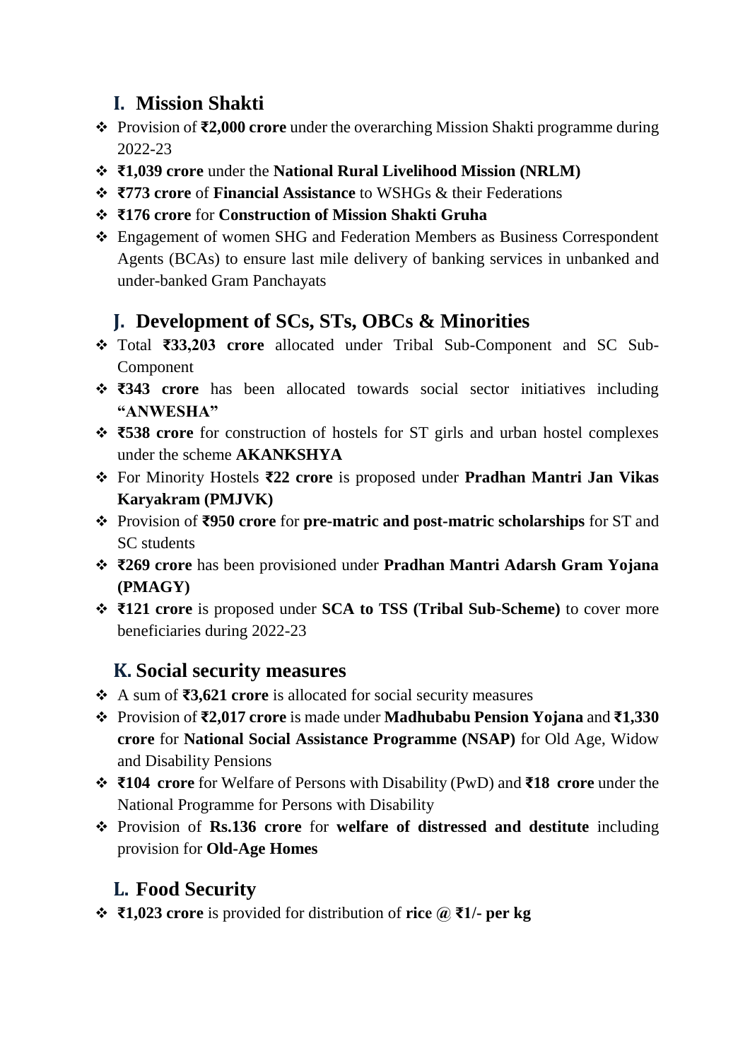## I. Mission Shakti

- Provision of **₹2,000 crore** under the overarching Mission Shakti programme during 2022-23
- **₹1,039 crore** under the **National Rural Livelihood Mission (NRLM)**
- **₹773 crore** of **Financial Assistance** to WSHGs & their Federations
- **₹176 crore** for **Construction of Mission Shakti Gruha**
- Engagement of women SHG and Federation Members as Business Correspondent Agents (BCAs) to ensure last mile delivery of banking services in unbanked and under-banked Gram Panchayats

## J. Development of SCs, STs, OBCs & Minorities

- Total **₹33,203 crore** allocated under Tribal Sub-Component and SC Sub-Component
- **₹343 crore** has been allocated towards social sector initiatives including **"ANWESHA"**
- **₹538 crore** for construction of hostels for ST girls and urban hostel complexes under the scheme **AKANKSHYA**
- For Minority Hostels **₹22 crore** is proposed under **Pradhan Mantri Jan Vikas Karyakram (PMJVK)**
- Provision of **₹950 crore** for **pre-matric and post-matric scholarships** for ST and SC students
- **₹269 crore** has been provisioned under **Pradhan Mantri Adarsh Gram Yojana (PMAGY)**
- **₹121 crore** is proposed under **SCA to TSS (Tribal Sub-Scheme)** to cover more beneficiaries during 2022-23

## K. Social security measures

- A sum of **₹3,621 crore** is allocated for social security measures
- Provision of **₹2,017 crore** is made under **Madhubabu Pension Yojana** and **₹1,330 crore** for **National Social Assistance Programme (NSAP)** for Old Age, Widow and Disability Pensions
- **₹104 crore** for Welfare of Persons with Disability (PwD) and **₹18 crore** under the National Programme for Persons with Disability
- Provision of **Rs.136 crore** for **welfare of distressed and destitute** including provision for **Old-Age Homes**

## L. Food Security

- **₹1,023 crore** is provided for distribution of **rice @ ₹1/- per kg**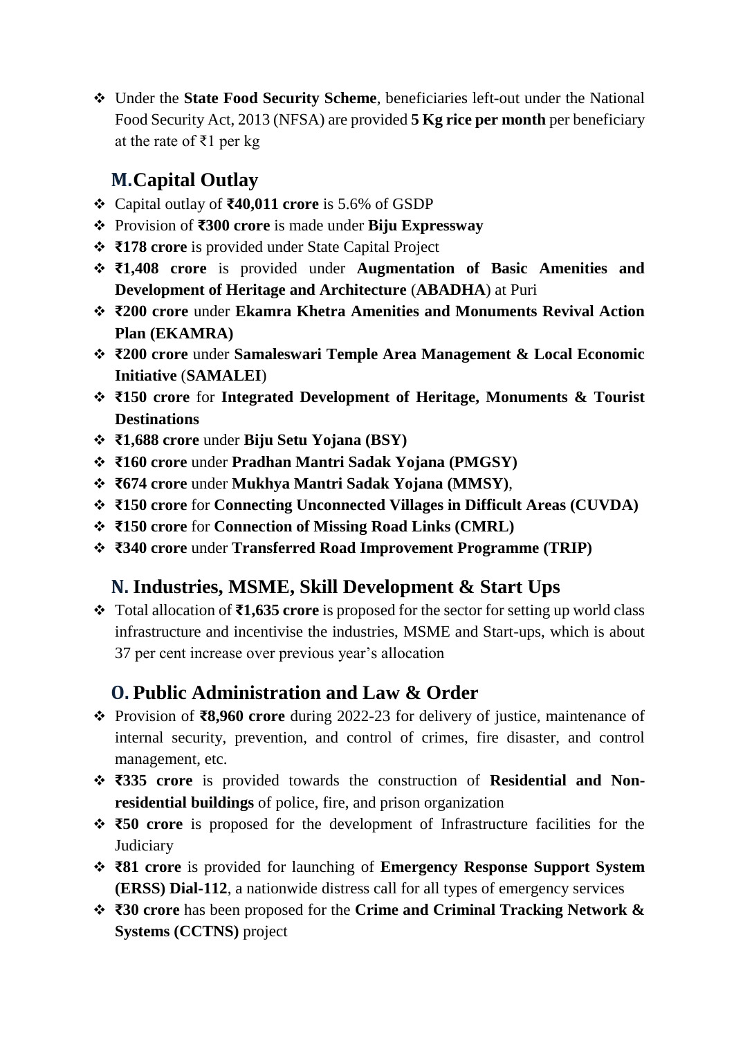- Under the **State Food Security Scheme**, beneficiaries left-out under the National Food Security Act, 2013 (NFSA) are provided **5 Kg rice per month** per beneficiary at the rate of ₹1 per kg

## M. Capital Outlay

- Capital outlay of **₹40,011 crore** is 5.6% of GSDP
- Provision of **₹300 crore** is made under **Biju Expressway**
- **₹178 crore** is provided under State Capital Project
- **₹1,408 crore** is provided under **Augmentation of Basic Amenities and Development of Heritage and Architecture** (**ABADHA**) at Puri
- **₹200 crore** under **Ekamra Khetra Amenities and Monuments Revival Action Plan (EKAMRA)**
- **₹200 crore** under **Samaleswari Temple Area Management & Local Economic Initiative** (**SAMALEI**)
- **₹150 crore** for **Integrated Development of Heritage, Monuments & Tourist Destinations**
- **₹1,688 crore** under **Biju Setu Yojana (BSY)**
- **₹160 crore** under **Pradhan Mantri Sadak Yojana (PMGSY)**
- **₹674 crore** under **Mukhya Mantri Sadak Yojana (MMSY)**,
- **₹150 crore** for **Connecting Unconnected Villages in Difficult Areas (CUVDA)**
- **₹150 crore** for **Connection of Missing Road Links (CMRL)**
- **₹340 crore** under **Transferred Road Improvement Programme (TRIP)**

## N. Industries, MSME, Skill Development & Start Ups

- Total allocation of **₹1,635 crore** is proposed for the sector for setting up world class infrastructure and incentivise the industries, MSME and Start-ups, which is about 37 per cent increase over previous year's allocation

## O. Public Administration and Law & Order

- Provision of **₹8,960 crore** during 2022-23 for delivery of justice, maintenance of internal security, prevention, and control of crimes, fire disaster, and control management, etc.
- **₹335 crore** is provided towards the construction of **Residential and Non-residential buildings** of police, fire, and prison organization
- **₹50 crore** is proposed for the development of Infrastructure facilities for the Judiciary
- **₹81 crore** is provided for launching of **Emergency Response Support System (ERSS) Dial-112**, a nationwide distress call for all types of emergency services
- **₹30 crore** has been proposed for the **Crime and Criminal Tracking Network & Systems (CCTNS)** project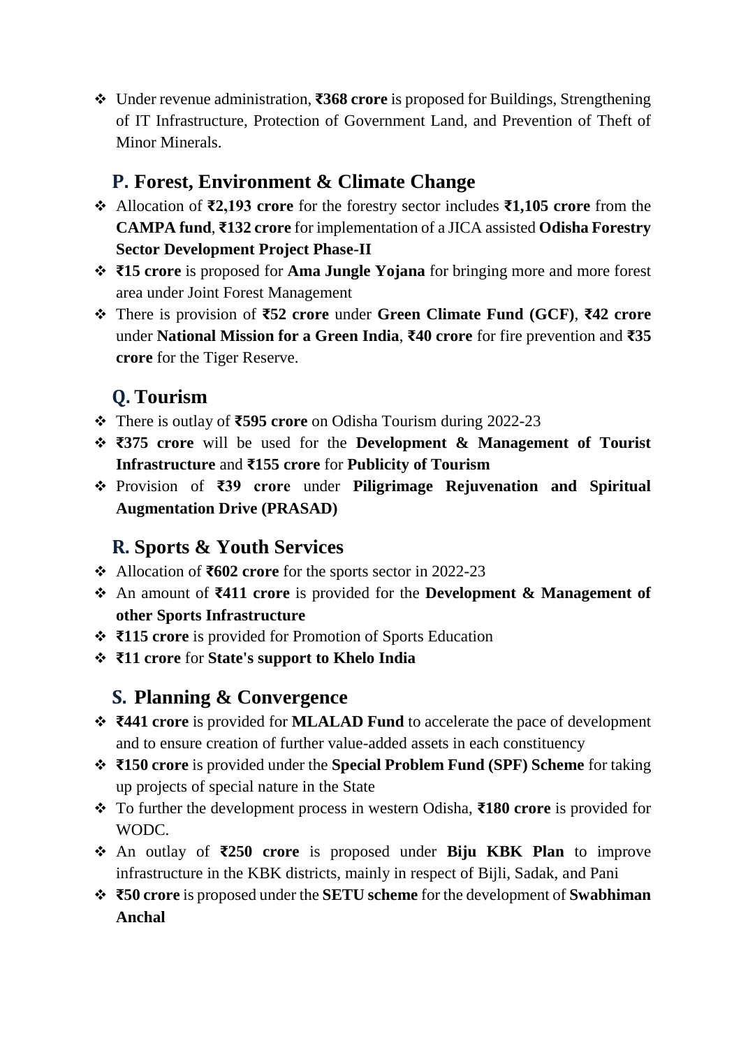- Under revenue administration, **₹368 crore** is proposed for Buildings, Strengthening of IT Infrastructure, Protection of Government Land, and Prevention of Theft of Minor Minerals.

## P. Forest, Environment & Climate Change

- Allocation of **₹2,193 crore** for the forestry sector includes **₹1,105 crore** from the **CAMPA fund**, **₹132 crore** for implementation of a JICA assisted **Odisha Forestry Sector Development Project Phase-II**
- **₹15 crore** is proposed for **Ama Jungle Yojana** for bringing more and more forest area under Joint Forest Management
- There is provision of **₹52 crore** under **Green Climate Fund (GCF)**, **₹42 crore** under **National Mission for a Green India**, **₹40 crore** for fire prevention and **₹35 crore** for the Tiger Reserve.

## Q. Tourism

- There is outlay of **₹595 crore** on Odisha Tourism during 2022-23
- **₹375 crore** will be used for the **Development & Management of Tourist Infrastructure** and **₹155 crore** for **Publicity of Tourism**
- Provision of **₹39 crore** under **Piligrimage Rejuvenation and Spiritual Augmentation Drive (PRASAD)**

## R. Sports & Youth Services

- Allocation of **₹602 crore** for the sports sector in 2022-23
- An amount of **₹411 crore** is provided for the **Development & Management of other Sports Infrastructure**
- **₹115 crore** is provided for Promotion of Sports Education
- **₹11 crore** for **State's support to Khelo India**

## S. Planning & Convergence

- **₹441 crore** is provided for **MLALAD Fund** to accelerate the pace of development and to ensure creation of further value-added assets in each constituency
- **₹150 crore** is provided under the **Special Problem Fund (SPF) Scheme** for taking up projects of special nature in the State
- To further the development process in western Odisha, **₹180 crore** is provided for WODC.
- An outlay of **₹250 crore** is proposed under **Biju KBK Plan** to improve infrastructure in the KBK districts, mainly in respect of Bijli, Sadak, and Pani
- **₹50 crore** is proposed under the **SETU scheme** for the development of **Swabhiman Anchal**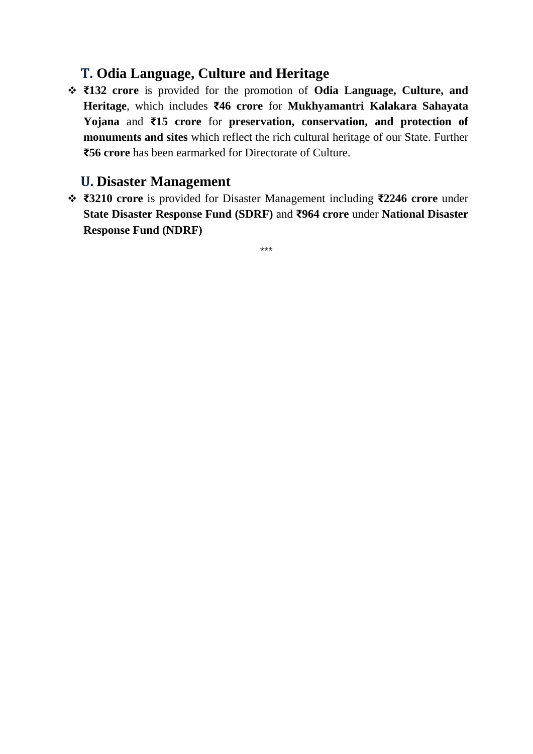## T. Odia Language, Culture and Heritage

- **₹132 crore** is provided for the promotion of **Odia Language, Culture, and Heritage**, which includes **₹46 crore** for **Mukhyamantri Kalakara Sahayata Yojana** and **₹15 crore** for **preservation, conservation, and protection of monuments and sites** which reflect the rich cultural heritage of our State. Further **₹56 crore** has been earmarked for Directorate of Culture.

## U. Disaster Management

- **₹3210 crore** is provided for Disaster Management including **₹2246 crore** under **State Disaster Response Fund (SDRF)** and **₹964 crore** under **National Disaster Response Fund (NDRF)**

***